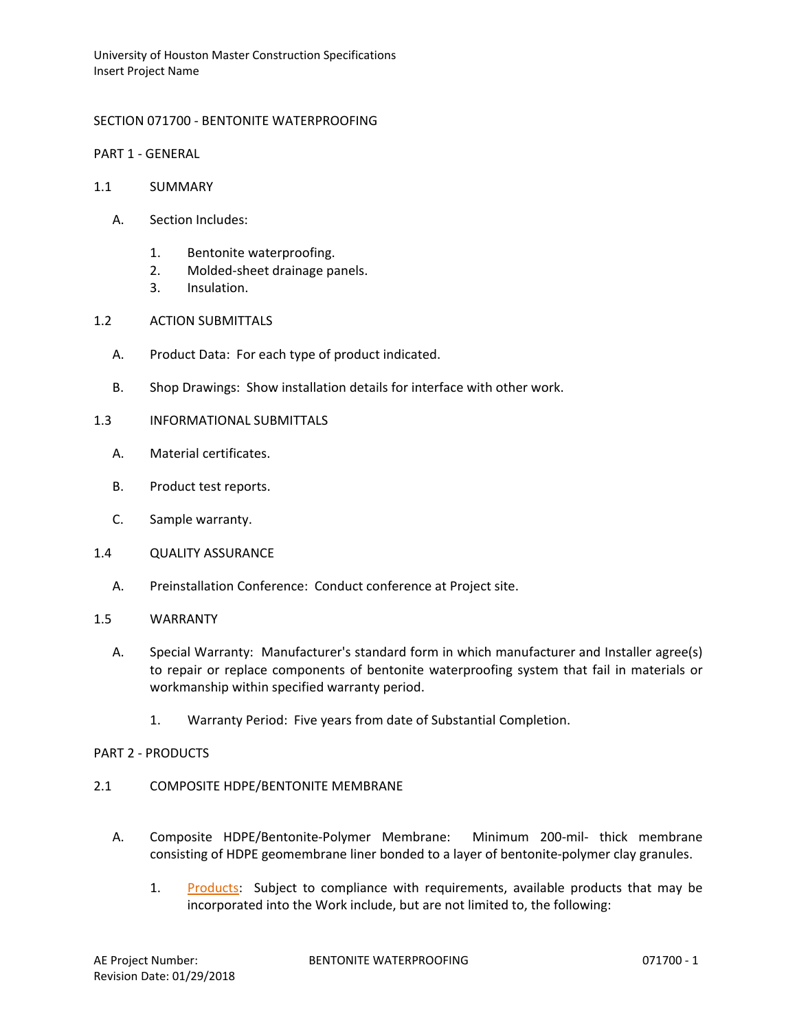SECTION 071700 - BENTONITE WATERPROOFING

## PART 1 - GENERAL

### 1.1 SUMMARY

A. Section Includes:

1. Bentonite waterproofing.
2. Molded-sheet drainage panels.
3. Insulation.

### 1.2 ACTION SUBMITTALS

A. Product Data: For each type of product indicated.

B. Shop Drawings: Show installation details for interface with other work.

### 1.3 INFORMATIONAL SUBMITTALS

A. Material certificates.

B. Product test reports.

C. Sample warranty.

### 1.4 QUALITY ASSURANCE

A. Preinstallation Conference: Conduct conference at Project site.

### 1.5 WARRANTY

A. Special Warranty: Manufacturer's standard form in which manufacturer and Installer agree(s) to repair or replace components of bentonite waterproofing system that fail in materials or workmanship within specified warranty period.

1. Warranty Period: Five years from date of Substantial Completion.

## PART 2 - PRODUCTS

### 2.1 COMPOSITE HDPE/BENTONITE MEMBRANE

A. Composite HDPE/Bentonite-Polymer Membrane: Minimum 200-mil- thick membrane consisting of HDPE geomembrane liner bonded to a layer of bentonite-polymer clay granules.

1. Products: Subject to compliance with requirements, available products that may be incorporated into the Work include, but are not limited to, the following: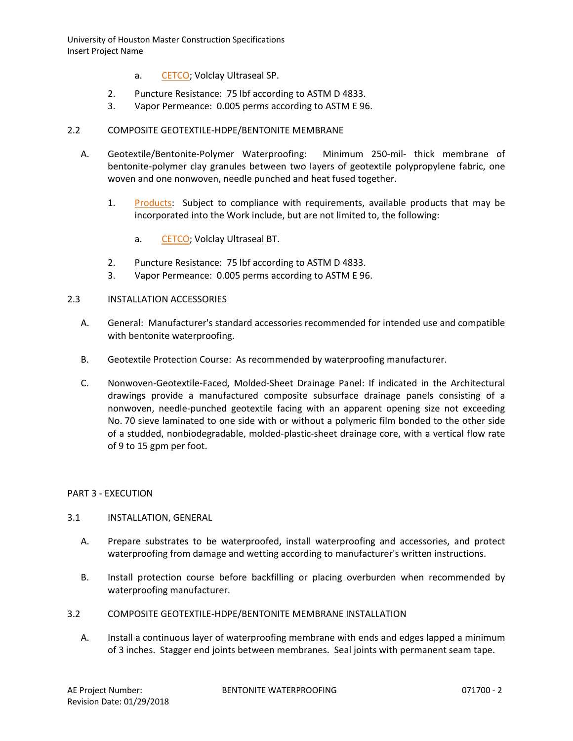a. CETCO; Volclay Ultraseal SP.

2. Puncture Resistance: 75 lbf according to ASTM D 4833.
3. Vapor Permeance: 0.005 perms according to ASTM E 96.

## 2.2 COMPOSITE GEOTEXTILE-HDPE/BENTONITE MEMBRANE

A. Geotextile/Bentonite-Polymer Waterproofing: Minimum 250-mil- thick membrane of bentonite-polymer clay granules between two layers of geotextile polypropylene fabric, one woven and one nonwoven, needle punched and heat fused together.

1. Products: Subject to compliance with requirements, available products that may be incorporated into the Work include, but are not limited to, the following:

   a. CETCO; Volclay Ultraseal BT.

2. Puncture Resistance: 75 lbf according to ASTM D 4833.
3. Vapor Permeance: 0.005 perms according to ASTM E 96.

## 2.3 INSTALLATION ACCESSORIES

A. General: Manufacturer's standard accessories recommended for intended use and compatible with bentonite waterproofing.

B. Geotextile Protection Course: As recommended by waterproofing manufacturer.

C. Nonwoven-Geotextile-Faced, Molded-Sheet Drainage Panel: If indicated in the Architectural drawings provide a manufactured composite subsurface drainage panels consisting of a nonwoven, needle-punched geotextile facing with an apparent opening size not exceeding No. 70 sieve laminated to one side with or without a polymeric film bonded to the other side of a studded, nonbiodegradable, molded-plastic-sheet drainage core, with a vertical flow rate of 9 to 15 gpm per foot.

# PART 3 - EXECUTION

## 3.1 INSTALLATION, GENERAL

A. Prepare substrates to be waterproofed, install waterproofing and accessories, and protect waterproofing from damage and wetting according to manufacturer's written instructions.

B. Install protection course before backfilling or placing overburden when recommended by waterproofing manufacturer.

## 3.2 COMPOSITE GEOTEXTILE-HDPE/BENTONITE MEMBRANE INSTALLATION

A. Install a continuous layer of waterproofing membrane with ends and edges lapped a minimum of 3 inches. Stagger end joints between membranes. Seal joints with permanent seam tape.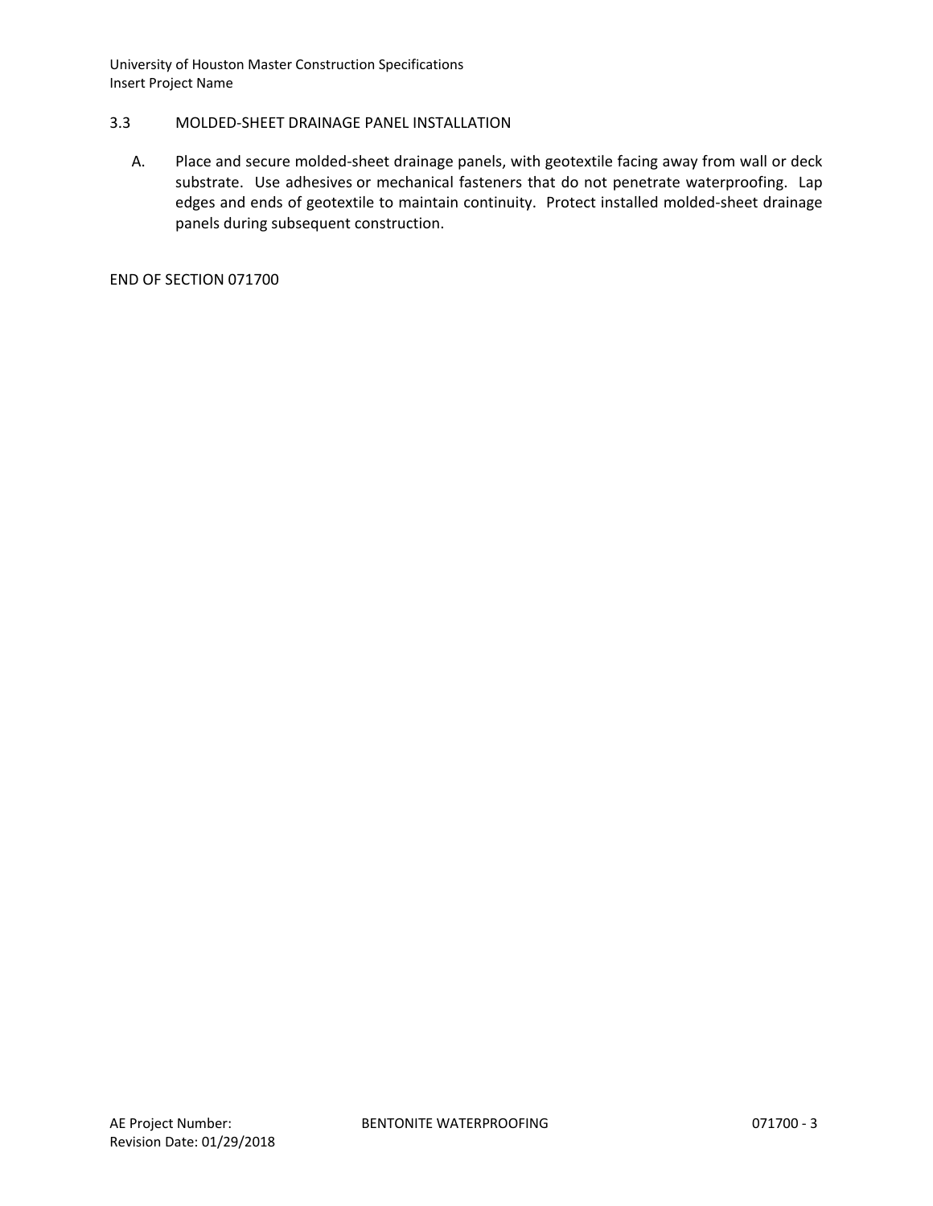### 3.3 MOLDED-SHEET DRAINAGE PANEL INSTALLATION

A. Place and secure molded-sheet drainage panels, with geotextile facing away from wall or deck substrate. Use adhesives or mechanical fasteners that do not penetrate waterproofing. Lap edges and ends of geotextile to maintain continuity. Protect installed molded-sheet drainage panels during subsequent construction.

END OF SECTION 071700